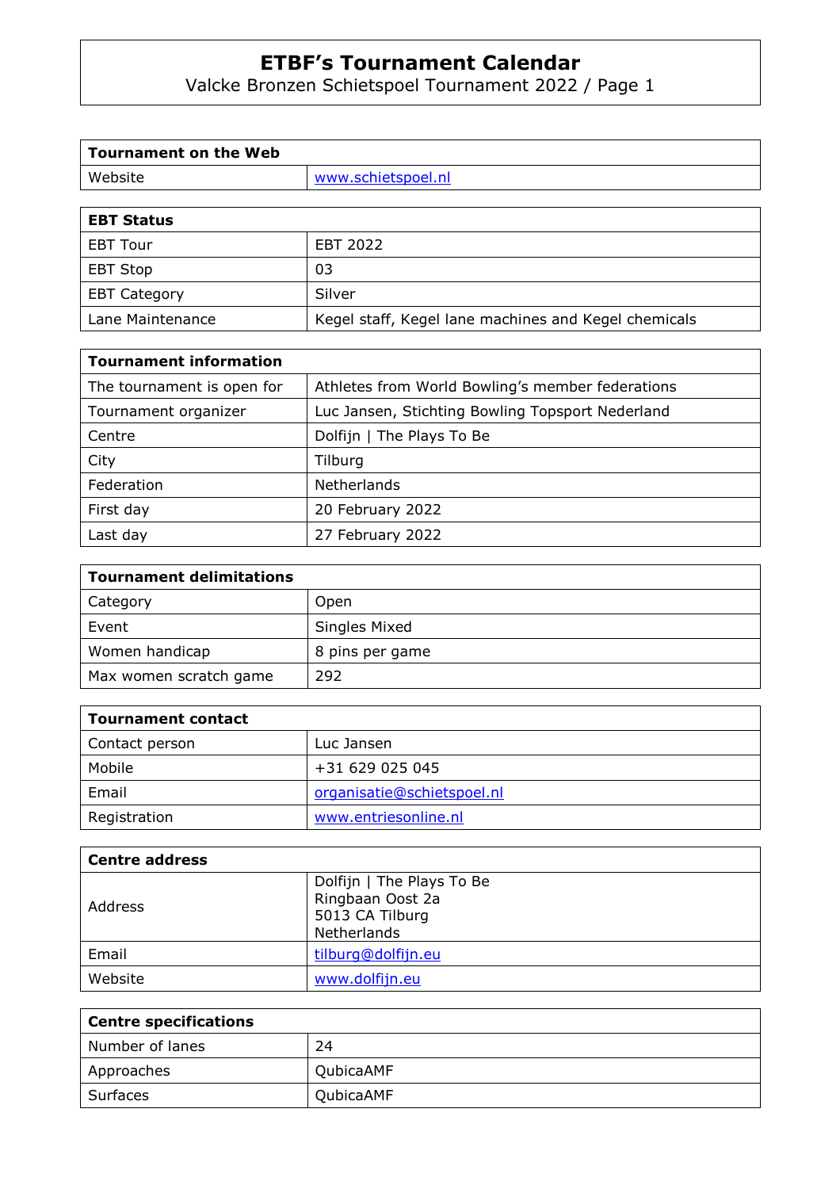# ETBF's Tournament Calendar

Valcke Bronzen Schietspoel Tournament 2022 / Page 1

| **Tournament on the Web** | |
|---|---|
| Website | www.schietspoel.nl |

| **EBT Status** | |
|---|---|
| EBT Tour | EBT 2022 |
| EBT Stop | 03 |
| EBT Category | Silver |
| Lane Maintenance | Kegel staff, Kegel lane machines and Kegel chemicals |

| **Tournament information** | |
|---|---|
| The tournament is open for | Athletes from World Bowling's member federations |
| Tournament organizer | Luc Jansen, Stichting Bowling Topsport Nederland |
| Centre | Dolfijn \| The Plays To Be |
| City | Tilburg |
| Federation | Netherlands |
| First day | 20 February 2022 |
| Last day | 27 February 2022 |

| **Tournament delimitations** | |
|---|---|
| Category | Open |
| Event | Singles Mixed |
| Women handicap | 8 pins per game |
| Max women scratch game | 292 |

| **Tournament contact** | |
|---|---|
| Contact person | Luc Jansen |
| Mobile | +31 629 025 045 |
| Email | organisatie@schietspoel.nl |
| Registration | www.entriesonline.nl |

| **Centre address** | |
|---|---|
| Address | Dolfijn \| The Plays To Be<br>Ringbaan Oost 2a<br>5013 CA Tilburg<br>Netherlands |
| Email | tilburg@dolfijn.eu |
| Website | www.dolfijn.eu |

| **Centre specifications** | |
|---|---|
| Number of lanes | 24 |
| Approaches | QubicaAMF |
| Surfaces | QubicaAMF |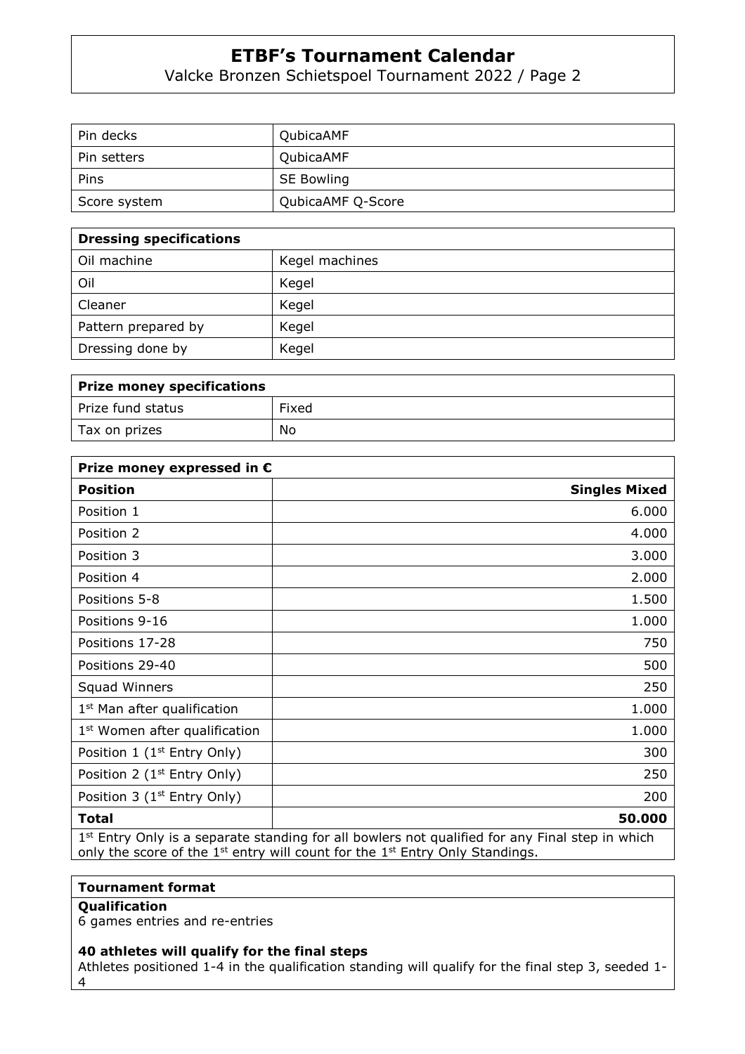| Pin decks | QubicaAMF |
|---|---|
| Pin setters | QubicaAMF |
| Pins | SE Bowling |
| Score system | QubicaAMF Q-Score |

| **Dressing specifications** | |
|---|---|
| Oil machine | Kegel machines |
| Oil | Kegel |
| Cleaner | Kegel |
| Pattern prepared by | Kegel |
| Dressing done by | Kegel |

| **Prize money specifications** | |
|---|---|
| Prize fund status | Fixed |
| Tax on prizes | No |

| **Prize money expressed in €** | |
|---|---|
| **Position** | **Singles Mixed** |
| Position 1 | 6.000 |
| Position 2 | 4.000 |
| Position 3 | 3.000 |
| Position 4 | 2.000 |
| Positions 5-8 | 1.500 |
| Positions 9-16 | 1.000 |
| Positions 17-28 | 750 |
| Positions 29-40 | 500 |
| Squad Winners | 250 |
| 1st Man after qualification | 1.000 |
| 1st Women after qualification | 1.000 |
| Position 1 (1st Entry Only) | 300 |
| Position 2 (1st Entry Only) | 250 |
| Position 3 (1st Entry Only) | 200 |
| **Total** | **50.000** |

1st Entry Only is a separate standing for all bowlers not qualified for any Final step in which only the score of the 1st entry will count for the 1st Entry Only Standings.

**Tournament format**

**Qualification**

6 games entries and re-entries

**40 athletes will qualify for the final steps**

Athletes positioned 1-4 in the qualification standing will qualify for the final step 3, seeded 1-4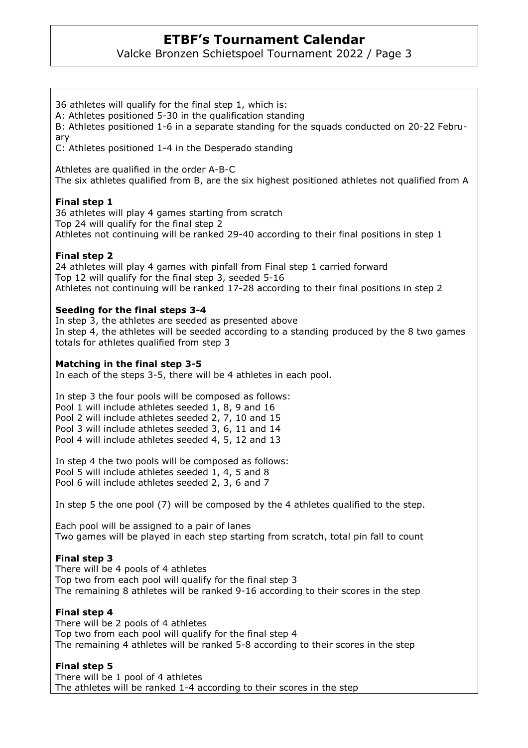36 athletes will qualify for the final step 1, which is:
A: Athletes positioned 5-30 in the qualification standing
B: Athletes positioned 1-6 in a separate standing for the squads conducted on 20-22 February
C: Athletes positioned 1-4 in the Desperado standing

Athletes are qualified in the order A-B-C
The six athletes qualified from B, are the six highest positioned athletes not qualified from A

**Final step 1**
36 athletes will play 4 games starting from scratch
Top 24 will qualify for the final step 2
Athletes not continuing will be ranked 29-40 according to their final positions in step 1

**Final step 2**
24 athletes will play 4 games with pinfall from Final step 1 carried forward
Top 12 will qualify for the final step 3, seeded 5-16
Athletes not continuing will be ranked 17-28 according to their final positions in step 2

**Seeding for the final steps 3-4**
In step 3, the athletes are seeded as presented above
In step 4, the athletes will be seeded according to a standing produced by the 8 two games totals for athletes qualified from step 3

**Matching in the final step 3-5**
In each of the steps 3-5, there will be 4 athletes in each pool.

In step 3 the four pools will be composed as follows:
Pool 1 will include athletes seeded 1, 8, 9 and 16
Pool 2 will include athletes seeded 2, 7, 10 and 15
Pool 3 will include athletes seeded 3, 6, 11 and 14
Pool 4 will include athletes seeded 4, 5, 12 and 13

In step 4 the two pools will be composed as follows:
Pool 5 will include athletes seeded 1, 4, 5 and 8
Pool 6 will include athletes seeded 2, 3, 6 and 7

In step 5 the one pool (7) will be composed by the 4 athletes qualified to the step.

Each pool will be assigned to a pair of lanes
Two games will be played in each step starting from scratch, total pin fall to count

**Final step 3**
There will be 4 pools of 4 athletes
Top two from each pool will qualify for the final step 3
The remaining 8 athletes will be ranked 9-16 according to their scores in the step

**Final step 4**
There will be 2 pools of 4 athletes
Top two from each pool will qualify for the final step 4
The remaining 4 athletes will be ranked 5-8 according to their scores in the step

**Final step 5**
There will be 1 pool of 4 athletes
The athletes will be ranked 1-4 according to their scores in the step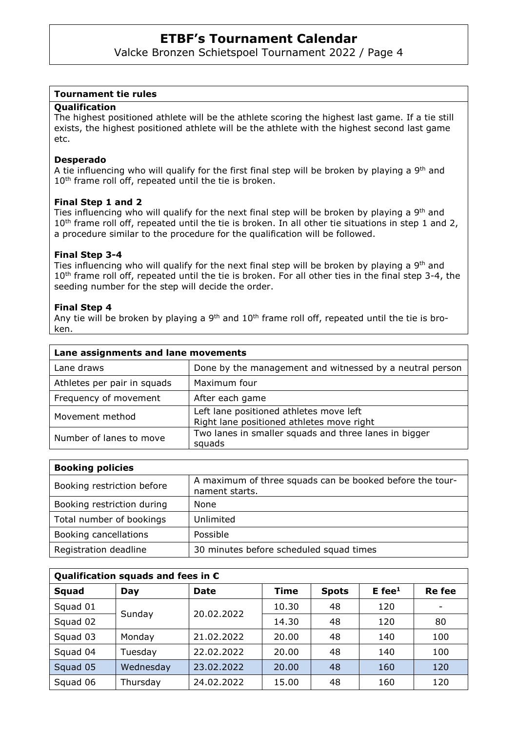### Tournament tie rules

**Qualification**

The highest positioned athlete will be the athlete scoring the highest last game. If a tie still exists, the highest positioned athlete will be the athlete with the highest second last game etc.

**Desperado**

A tie influencing who will qualify for the first final step will be broken by playing a 9th and 10th frame roll off, repeated until the tie is broken.

**Final Step 1 and 2**

Ties influencing who will qualify for the next final step will be broken by playing a 9th and 10th frame roll off, repeated until the tie is broken. In all other tie situations in step 1 and 2, a procedure similar to the procedure for the qualification will be followed.

**Final Step 3-4**

Ties influencing who will qualify for the next final step will be broken by playing a 9th and 10th frame roll off, repeated until the tie is broken. For all other ties in the final step 3-4, the seeding number for the step will decide the order.

**Final Step 4**

Any tie will be broken by playing a 9th and 10th frame roll off, repeated until the tie is broken.

| Lane assignments and lane movements | |
|---|---|
| Lane draws | Done by the management and witnessed by a neutral person |
| Athletes per pair in squads | Maximum four |
| Frequency of movement | After each game |
| Movement method | Left lane positioned athletes move left<br>Right lane positioned athletes move right |
| Number of lanes to move | Two lanes in smaller squads and three lanes in bigger squads |

| Booking policies | |
|---|---|
| Booking restriction before | A maximum of three squads can be booked before the tournament starts. |
| Booking restriction during | None |
| Total number of bookings | Unlimited |
| Booking cancellations | Possible |
| Registration deadline | 30 minutes before scheduled squad times |

**Qualification squads and fees in €**

| Squad | Day | Date | Time | Spots | E fee[1] | Re fee |
|---|---|---|---|---|---|---|
| Squad 01 | Sunday | 20.02.2022 | 10.30 | 48 | 120 | - |
| Squad 02 | | | 14.30 | 48 | 120 | 80 |
| Squad 03 | Monday | 21.02.2022 | 20.00 | 48 | 140 | 100 |
| Squad 04 | Tuesday | 22.02.2022 | 20.00 | 48 | 140 | 100 |
| Squad 05 | Wednesday | 23.02.2022 | 20.00 | 48 | 160 | 120 |
| Squad 06 | Thursday | 24.02.2022 | 15.00 | 48 | 160 | 120 |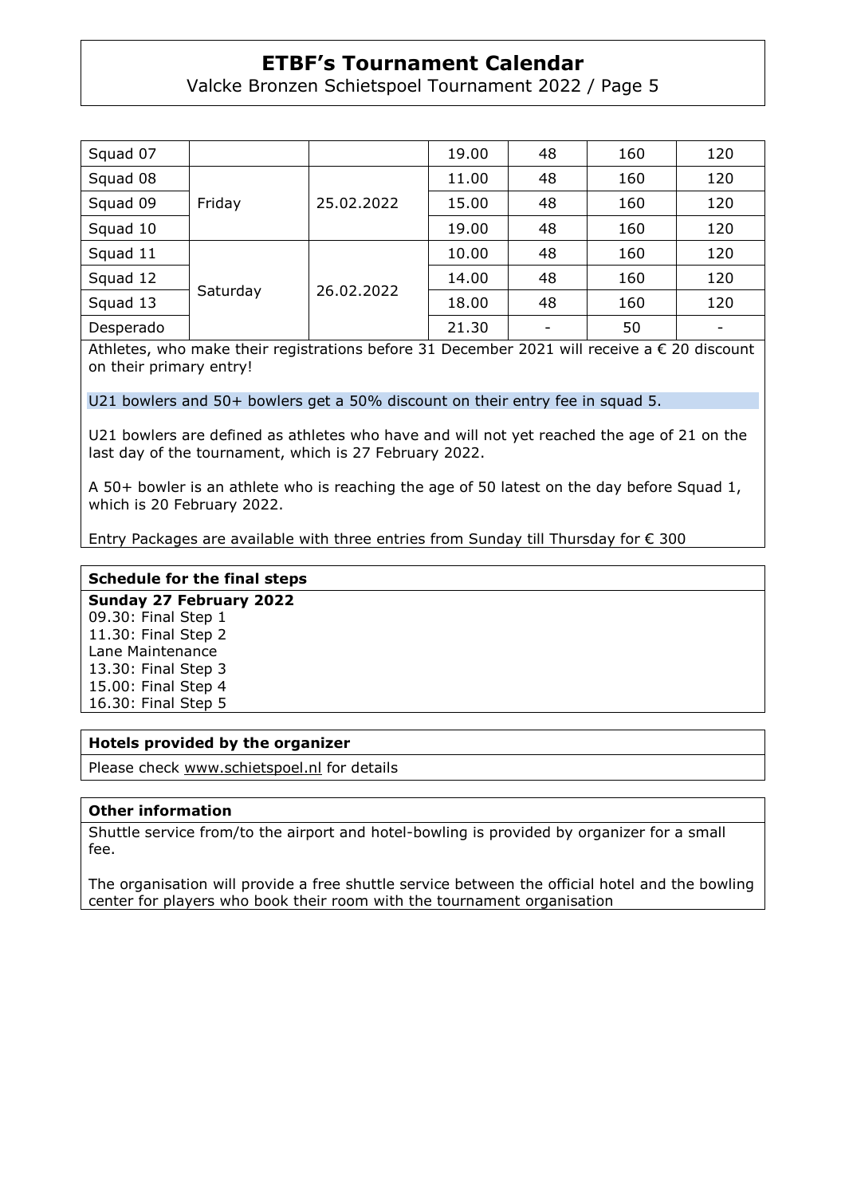| | | | | | | |
|---|---|---|---|---|---|---|
| Squad 07 | | | 19.00 | 48 | 160 | 120 |
| Squad 08 | Friday | 25.02.2022 | 11.00 | 48 | 160 | 120 |
| Squad 09 | | | 15.00 | 48 | 160 | 120 |
| Squad 10 | | | 19.00 | 48 | 160 | 120 |
| Squad 11 | Saturday | 26.02.2022 | 10.00 | 48 | 160 | 120 |
| Squad 12 | | | 14.00 | 48 | 160 | 120 |
| Squad 13 | | | 18.00 | 48 | 160 | 120 |
| Desperado | | | 21.30 | - | 50 | - |

Athletes, who make their registrations before 31 December 2021 will receive a € 20 discount on their primary entry!

U21 bowlers and 50+ bowlers get a 50% discount on their entry fee in squad 5.

U21 bowlers are defined as athletes who have and will not yet reached the age of 21 on the last day of the tournament, which is 27 February 2022.

A 50+ bowler is an athlete who is reaching the age of 50 latest on the day before Squad 1, which is 20 February 2022.

Entry Packages are available with three entries from Sunday till Thursday for € 300

## Schedule for the final steps

**Sunday 27 February 2022**
09.30: Final Step 1
11.30: Final Step 2
Lane Maintenance
13.30: Final Step 3
15.00: Final Step 4
16.30: Final Step 5

## Hotels provided by the organizer

Please check www.schietspoel.nl for details

## Other information

Shuttle service from/to the airport and hotel-bowling is provided by organizer for a small fee.

The organisation will provide a free shuttle service between the official hotel and the bowling center for players who book their room with the tournament organisation